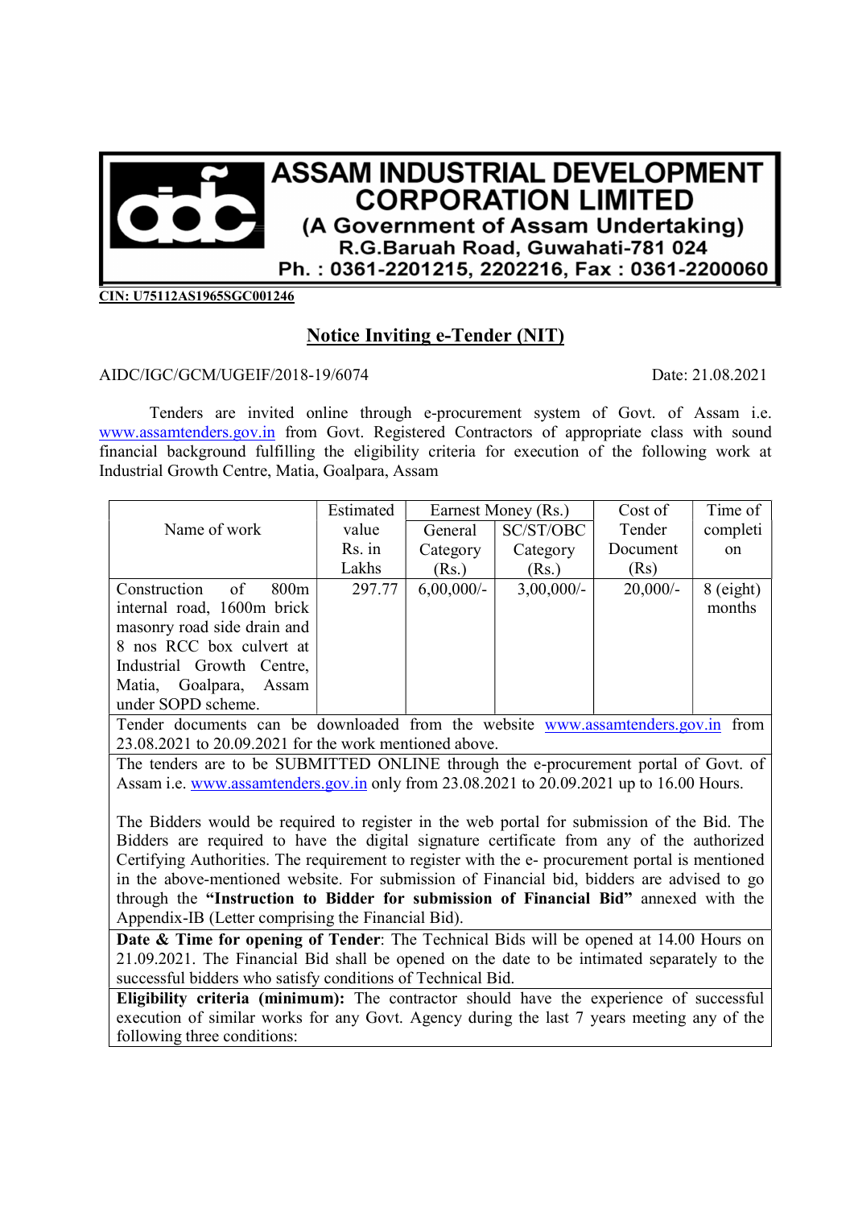# ASSAM INDUSTRIAL DEVELOPMENT CORPORATION LIMITED

**(A Government of Assam Undertaking)**

**R.G.Baruah Road, Guwahati-781 024**

**Ph. : 0361-2201215, 2202216, Fax : 0361-2200060**

**CIN: U75112AS1965SGC001246**

## Notice Inviting e-Tender (NIT)

AIDC/IGC/GCM/UGEIF/2018-19/6074 Date: 21.08.2021

Tenders are invited online through e-procurement system of Govt. of Assam i.e. www.assamtenders.gov.in from Govt. Registered Contractors of appropriate class with sound financial background fulfilling the eligibility criteria for execution of the following work at Industrial Growth Centre, Matia, Goalpara, Assam

| Name of work | Estimated value Rs. in Lakhs | Earnest Money (Rs.) | | Cost of Tender Document (Rs) | Time of completion |
|---|---|---|---|---|---|
| | | General Category (Rs.) | SC/ST/OBC Category (Rs.) | | |
| Construction of 800m internal road, 1600m brick masonry road side drain and 8 nos RCC box culvert at Industrial Growth Centre, Matia, Goalpara, Assam under SOPD scheme. | 297.77 | 6,00,000/- | 3,00,000/- | 20,000/- | 8 (eight) months |

Tender documents can be downloaded from the website www.assamtenders.gov.in from 23.08.2021 to 20.09.2021 for the work mentioned above.

The tenders are to be SUBMITTED ONLINE through the e-procurement portal of Govt. of Assam i.e. www.assamtenders.gov.in only from 23.08.2021 to 20.09.2021 up to 16.00 Hours.

The Bidders would be required to register in the web portal for submission of the Bid. The Bidders are required to have the digital signature certificate from any of the authorized Certifying Authorities. The requirement to register with the e- procurement portal is mentioned in the above-mentioned website. For submission of Financial bid, bidders are advised to go through the **"Instruction to Bidder for submission of Financial Bid"** annexed with the Appendix-IB (Letter comprising the Financial Bid).

**Date & Time for opening of Tender**: The Technical Bids will be opened at 14.00 Hours on 21.09.2021. The Financial Bid shall be opened on the date to be intimated separately to the successful bidders who satisfy conditions of Technical Bid.

**Eligibility criteria (minimum):** The contractor should have the experience of successful execution of similar works for any Govt. Agency during the last 7 years meeting any of the following three conditions: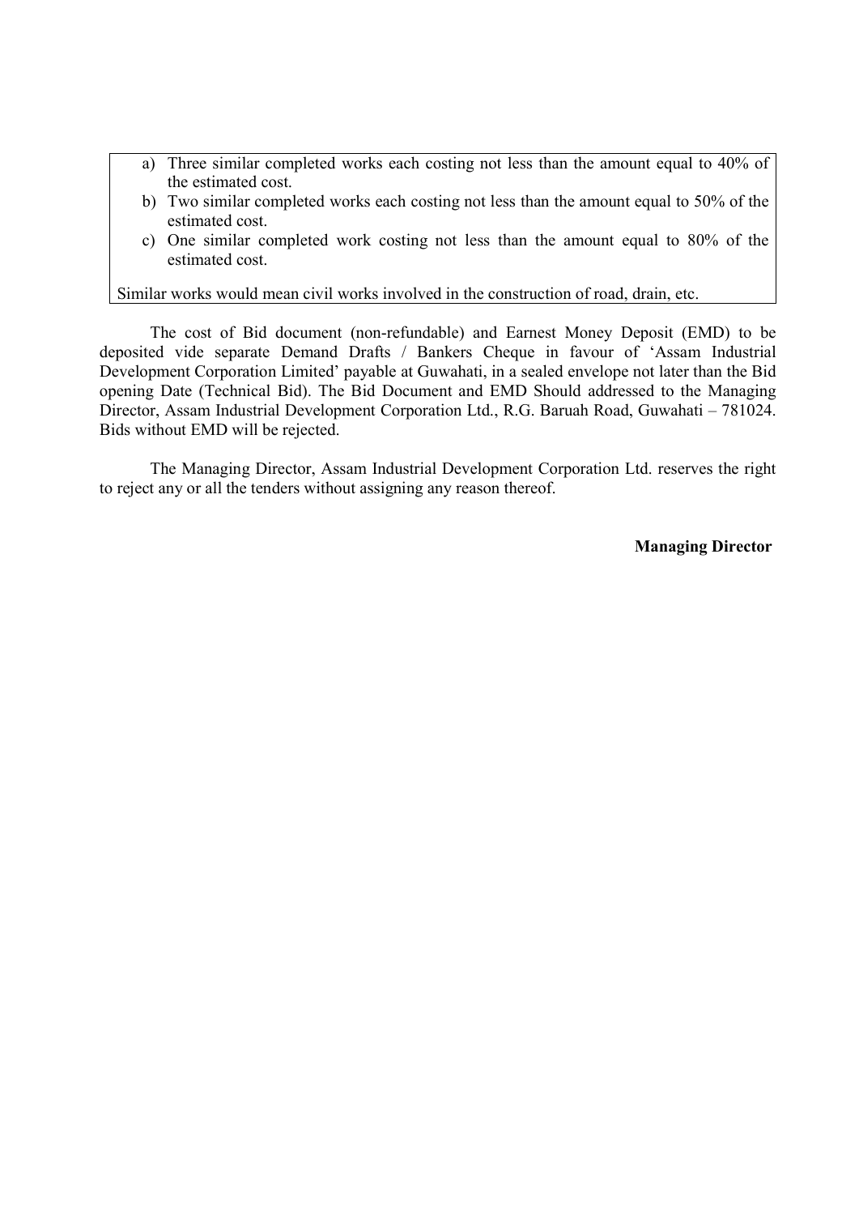a) Three similar completed works each costing not less than the amount equal to 40% of the estimated cost.
b) Two similar completed works each costing not less than the amount equal to 50% of the estimated cost.
c) One similar completed work costing not less than the amount equal to 80% of the estimated cost.

Similar works would mean civil works involved in the construction of road, drain, etc.

The cost of Bid document (non-refundable) and Earnest Money Deposit (EMD) to be deposited vide separate Demand Drafts / Bankers Cheque in favour of 'Assam Industrial Development Corporation Limited' payable at Guwahati, in a sealed envelope not later than the Bid opening Date (Technical Bid). The Bid Document and EMD Should addressed to the Managing Director, Assam Industrial Development Corporation Ltd., R.G. Baruah Road, Guwahati – 781024. Bids without EMD will be rejected.

The Managing Director, Assam Industrial Development Corporation Ltd. reserves the right to reject any or all the tenders without assigning any reason thereof.

**Managing Director**